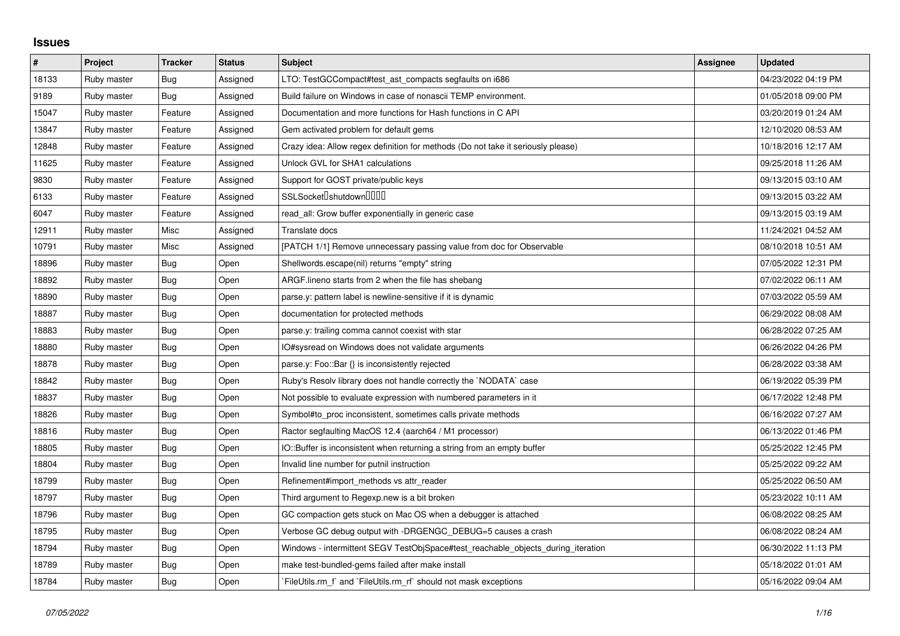## Issues

| # | Project | Tracker | Status | Subject | Assignee | Updated |
|---|---|---|---|---|---|---|
| 18133 | Ruby master | Bug | Assigned | LTO: TestGCCompact#test_ast_compacts segfaults on i686 | | 04/23/2022 04:19 PM |
| 9189 | Ruby master | Bug | Assigned | Build failure on Windows in case of nonascii TEMP environment. | | 01/05/2018 09:00 PM |
| 15047 | Ruby master | Feature | Assigned | Documentation and more functions for Hash functions in C API | | 03/20/2019 01:24 AM |
| 13847 | Ruby master | Feature | Assigned | Gem activated problem for default gems | | 12/10/2020 08:53 AM |
| 12848 | Ruby master | Feature | Assigned | Crazy idea: Allow regex definition for methods (Do not take it seriously please) | | 10/18/2016 12:17 AM |
| 11625 | Ruby master | Feature | Assigned | Unlock GVL for SHA1 calculations | | 09/25/2018 11:26 AM |
| 9830 | Ruby master | Feature | Assigned | Support for GOST private/public keys | | 09/13/2015 03:10 AM |
| 6133 | Ruby master | Feature | Assigned | SSLSocket�shutdown���� | | 09/13/2015 03:22 AM |
| 6047 | Ruby master | Feature | Assigned | read_all: Grow buffer exponentially in generic case | | 09/13/2015 03:19 AM |
| 12911 | Ruby master | Misc | Assigned | Translate docs | | 11/24/2021 04:52 AM |
| 10791 | Ruby master | Misc | Assigned | [PATCH 1/1] Remove unnecessary passing value from doc for Observable | | 08/10/2018 10:51 AM |
| 18896 | Ruby master | Bug | Open | Shellwords.escape(nil) returns "empty" string | | 07/05/2022 12:31 PM |
| 18892 | Ruby master | Bug | Open | ARGF.lineno starts from 2 when the file has shebang | | 07/02/2022 06:11 AM |
| 18890 | Ruby master | Bug | Open | parse.y: pattern label is newline-sensitive if it is dynamic | | 07/03/2022 05:59 AM |
| 18887 | Ruby master | Bug | Open | documentation for protected methods | | 06/29/2022 08:08 AM |
| 18883 | Ruby master | Bug | Open | parse.y: trailing comma cannot coexist with star | | 06/28/2022 07:25 AM |
| 18880 | Ruby master | Bug | Open | IO#sysread on Windows does not validate arguments | | 06/26/2022 04:26 PM |
| 18878 | Ruby master | Bug | Open | parse.y: Foo::Bar {} is inconsistently rejected | | 06/28/2022 03:38 AM |
| 18842 | Ruby master | Bug | Open | Ruby's Resolv library does not handle correctly the `NODATA` case | | 06/19/2022 05:39 PM |
| 18837 | Ruby master | Bug | Open | Not possible to evaluate expression with numbered parameters in it | | 06/17/2022 12:48 PM |
| 18826 | Ruby master | Bug | Open | Symbol#to_proc inconsistent, sometimes calls private methods | | 06/16/2022 07:27 AM |
| 18816 | Ruby master | Bug | Open | Ractor segfaulting MacOS 12.4 (aarch64 / M1 processor) | | 06/13/2022 01:46 PM |
| 18805 | Ruby master | Bug | Open | IO::Buffer is inconsistent when returning a string from an empty buffer | | 05/25/2022 12:45 PM |
| 18804 | Ruby master | Bug | Open | Invalid line number for putnil instruction | | 05/25/2022 09:22 AM |
| 18799 | Ruby master | Bug | Open | Refinement#import_methods vs attr_reader | | 05/25/2022 06:50 AM |
| 18797 | Ruby master | Bug | Open | Third argument to Regexp.new is a bit broken | | 05/23/2022 10:11 AM |
| 18796 | Ruby master | Bug | Open | GC compaction gets stuck on Mac OS when a debugger is attached | | 06/08/2022 08:25 AM |
| 18795 | Ruby master | Bug | Open | Verbose GC debug output with -DRGENGC_DEBUG=5 causes a crash | | 06/08/2022 08:24 AM |
| 18794 | Ruby master | Bug | Open | Windows - intermittent SEGV TestObjSpace#test_reachable_objects_during_iteration | | 06/30/2022 11:13 PM |
| 18789 | Ruby master | Bug | Open | make test-bundled-gems failed after make install | | 05/18/2022 01:01 AM |
| 18784 | Ruby master | Bug | Open | `FileUtils.rm_f` and `FileUtils.rm_rf` should not mask exceptions | | 05/16/2022 09:04 AM |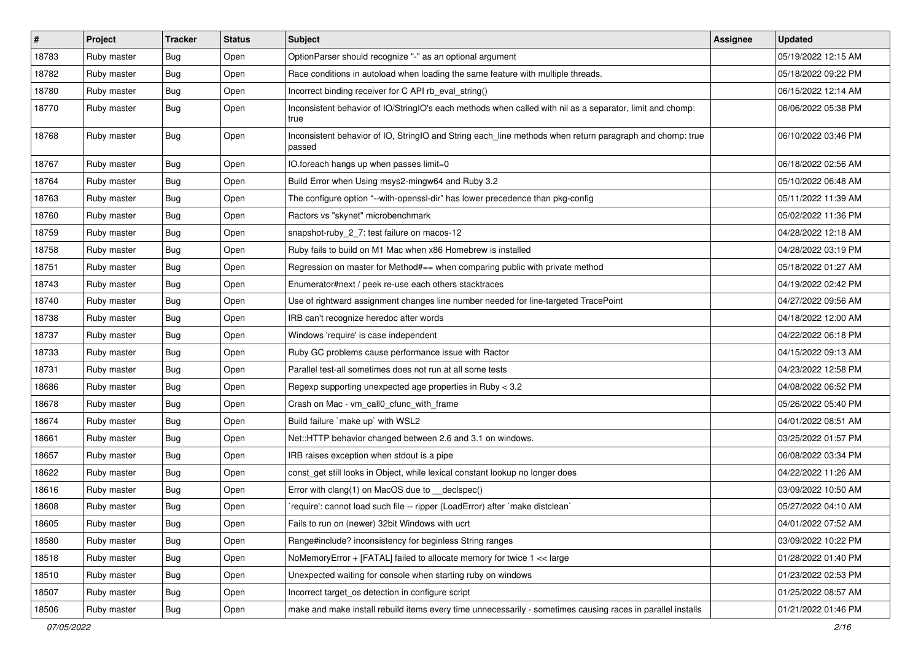| # | Project | Tracker | Status | Subject | Assignee | Updated |
|---|---|---|---|---|---|---|
| 18783 | Ruby master | Bug | Open | OptionParser should recognize "-" as an optional argument | | 05/19/2022 12:15 AM |
| 18782 | Ruby master | Bug | Open | Race conditions in autoload when loading the same feature with multiple threads. | | 05/18/2022 09:22 PM |
| 18780 | Ruby master | Bug | Open | Incorrect binding receiver for C API rb_eval_string() | | 06/15/2022 12:14 AM |
| 18770 | Ruby master | Bug | Open | Inconsistent behavior of IO/StringIO's each methods when called with nil as a separator, limit and chomp: true | | 06/06/2022 05:38 PM |
| 18768 | Ruby master | Bug | Open | Inconsistent behavior of IO, StringIO and String each_line methods when return paragraph and chomp: true passed | | 06/10/2022 03:46 PM |
| 18767 | Ruby master | Bug | Open | IO.foreach hangs up when passes limit=0 | | 06/18/2022 02:56 AM |
| 18764 | Ruby master | Bug | Open | Build Error when Using msys2-mingw64 and Ruby 3.2 | | 05/10/2022 06:48 AM |
| 18763 | Ruby master | Bug | Open | The configure option "--with-openssl-dir" has lower precedence than pkg-config | | 05/11/2022 11:39 AM |
| 18760 | Ruby master | Bug | Open | Ractors vs "skynet" microbenchmark | | 05/02/2022 11:36 PM |
| 18759 | Ruby master | Bug | Open | snapshot-ruby_2_7: test failure on macos-12 | | 04/28/2022 12:18 AM |
| 18758 | Ruby master | Bug | Open | Ruby fails to build on M1 Mac when x86 Homebrew is installed | | 04/28/2022 03:19 PM |
| 18751 | Ruby master | Bug | Open | Regression on master for Method#== when comparing public with private method | | 05/18/2022 01:27 AM |
| 18743 | Ruby master | Bug | Open | Enumerator#next / peek re-use each others stacktraces | | 04/19/2022 02:42 PM |
| 18740 | Ruby master | Bug | Open | Use of rightward assignment changes line number needed for line-targeted TracePoint | | 04/27/2022 09:56 AM |
| 18738 | Ruby master | Bug | Open | IRB can't recognize heredoc after words | | 04/18/2022 12:00 AM |
| 18737 | Ruby master | Bug | Open | Windows 'require' is case independent | | 04/22/2022 06:18 PM |
| 18733 | Ruby master | Bug | Open | Ruby GC problems cause performance issue with Ractor | | 04/15/2022 09:13 AM |
| 18731 | Ruby master | Bug | Open | Parallel test-all sometimes does not run at all some tests | | 04/23/2022 12:58 PM |
| 18686 | Ruby master | Bug | Open | Regexp supporting unexpected age properties in Ruby < 3.2 | | 04/08/2022 06:52 PM |
| 18678 | Ruby master | Bug | Open | Crash on Mac - vm_call0_cfunc_with_frame | | 05/26/2022 05:40 PM |
| 18674 | Ruby master | Bug | Open | Build failure `make up` with WSL2 | | 04/01/2022 08:51 AM |
| 18661 | Ruby master | Bug | Open | Net::HTTP behavior changed between 2.6 and 3.1 on windows. | | 03/25/2022 01:57 PM |
| 18657 | Ruby master | Bug | Open | IRB raises exception when stdout is a pipe | | 06/08/2022 03:34 PM |
| 18622 | Ruby master | Bug | Open | const_get still looks in Object, while lexical constant lookup no longer does | | 04/22/2022 11:26 AM |
| 18616 | Ruby master | Bug | Open | Error with clang(1) on MacOS due to __declspec() | | 03/09/2022 10:50 AM |
| 18608 | Ruby master | Bug | Open | `require': cannot load such file -- ripper (LoadError) after `make distclean` | | 05/27/2022 04:10 AM |
| 18605 | Ruby master | Bug | Open | Fails to run on (newer) 32bit Windows with ucrt | | 04/01/2022 07:52 AM |
| 18580 | Ruby master | Bug | Open | Range#include? inconsistency for beginless String ranges | | 03/09/2022 10:22 PM |
| 18518 | Ruby master | Bug | Open | NoMemoryError + [FATAL] failed to allocate memory for twice 1 << large | | 01/28/2022 01:40 PM |
| 18510 | Ruby master | Bug | Open | Unexpected waiting for console when starting ruby on windows | | 01/23/2022 02:53 PM |
| 18507 | Ruby master | Bug | Open | Incorrect target_os detection in configure script | | 01/25/2022 08:57 AM |
| 18506 | Ruby master | Bug | Open | make and make install rebuild items every time unnecessarily - sometimes causing races in parallel installs | | 01/21/2022 01:46 PM |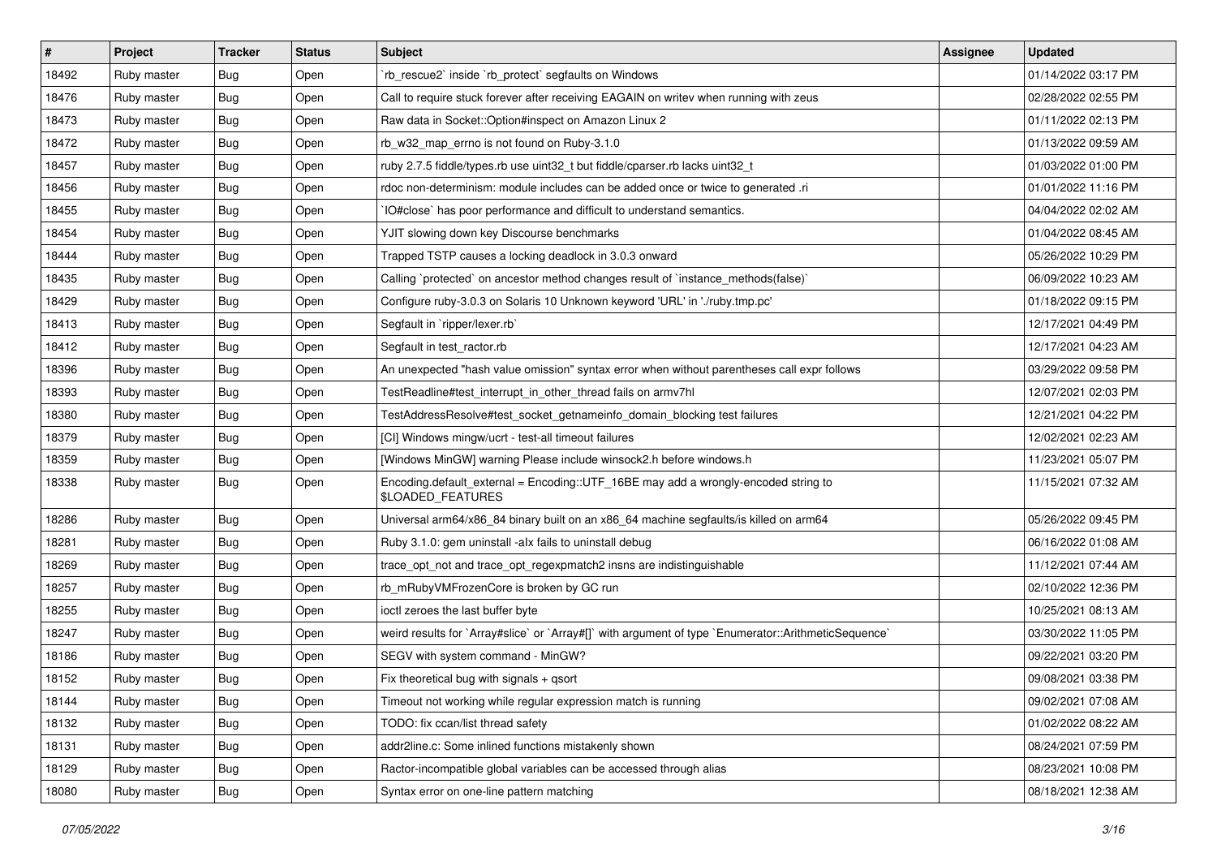| # | Project | Tracker | Status | Subject | Assignee | Updated |
|---|---|---|---|---|---|---|
| 18492 | Ruby master | Bug | Open | `rb_rescue2` inside `rb_protect` segfaults on Windows | | 01/14/2022 03:17 PM |
| 18476 | Ruby master | Bug | Open | Call to require stuck forever after receiving EAGAIN on writev when running with zeus | | 02/28/2022 02:55 PM |
| 18473 | Ruby master | Bug | Open | Raw data in Socket::Option#inspect on Amazon Linux 2 | | 01/11/2022 02:13 PM |
| 18472 | Ruby master | Bug | Open | rb_w32_map_errno is not found on Ruby-3.1.0 | | 01/13/2022 09:59 AM |
| 18457 | Ruby master | Bug | Open | ruby 2.7.5 fiddle/types.rb use uint32_t but fiddle/cparser.rb lacks uint32_t | | 01/03/2022 01:00 PM |
| 18456 | Ruby master | Bug | Open | rdoc non-determinism: module includes can be added once or twice to generated .ri | | 01/01/2022 11:16 PM |
| 18455 | Ruby master | Bug | Open | `IO#close` has poor performance and difficult to understand semantics. | | 04/04/2022 02:02 AM |
| 18454 | Ruby master | Bug | Open | YJIT slowing down key Discourse benchmarks | | 01/04/2022 08:45 AM |
| 18444 | Ruby master | Bug | Open | Trapped TSTP causes a locking deadlock in 3.0.3 onward | | 05/26/2022 10:29 PM |
| 18435 | Ruby master | Bug | Open | Calling `protected` on ancestor method changes result of `instance_methods(false)` | | 06/09/2022 10:23 AM |
| 18429 | Ruby master | Bug | Open | Configure ruby-3.0.3 on Solaris 10 Unknown keyword 'URL' in './ruby.tmp.pc' | | 01/18/2022 09:15 PM |
| 18413 | Ruby master | Bug | Open | Segfault in `ripper/lexer.rb` | | 12/17/2021 04:49 PM |
| 18412 | Ruby master | Bug | Open | Segfault in test_ractor.rb | | 12/17/2021 04:23 AM |
| 18396 | Ruby master | Bug | Open | An unexpected "hash value omission" syntax error when without parentheses call expr follows | | 03/29/2022 09:58 PM |
| 18393 | Ruby master | Bug | Open | TestReadline#test_interrupt_in_other_thread fails on armv7hl | | 12/07/2021 02:03 PM |
| 18380 | Ruby master | Bug | Open | TestAddressResolve#test_socket_getnameinfo_domain_blocking test failures | | 12/21/2021 04:22 PM |
| 18379 | Ruby master | Bug | Open | [CI] Windows mingw/ucrt - test-all timeout failures | | 12/02/2021 02:23 AM |
| 18359 | Ruby master | Bug | Open | [Windows MinGW] warning Please include winsock2.h before windows.h | | 11/23/2021 05:07 PM |
| 18338 | Ruby master | Bug | Open | Encoding.default_external = Encoding::UTF_16BE may add a wrongly-encoded string to $LOADED_FEATURES | | 11/15/2021 07:32 AM |
| 18286 | Ruby master | Bug | Open | Universal arm64/x86_84 binary built on an x86_64 machine segfaults/is killed on arm64 | | 05/26/2022 09:45 PM |
| 18281 | Ruby master | Bug | Open | Ruby 3.1.0: gem uninstall -alx fails to uninstall debug | | 06/16/2022 01:08 AM |
| 18269 | Ruby master | Bug | Open | trace_opt_not and trace_opt_regexpmatch2 insns are indistinguishable | | 11/12/2021 07:44 AM |
| 18257 | Ruby master | Bug | Open | rb_mRubyVMFrozenCore is broken by GC run | | 02/10/2022 12:36 PM |
| 18255 | Ruby master | Bug | Open | ioctl zeroes the last buffer byte | | 10/25/2021 08:13 AM |
| 18247 | Ruby master | Bug | Open | weird results for `Array#slice` or `Array#[]` with argument of type `Enumerator::ArithmeticSequence` | | 03/30/2022 11:05 PM |
| 18186 | Ruby master | Bug | Open | SEGV with system command - MinGW? | | 09/22/2021 03:20 PM |
| 18152 | Ruby master | Bug | Open | Fix theoretical bug with signals + qsort | | 09/08/2021 03:38 PM |
| 18144 | Ruby master | Bug | Open | Timeout not working while regular expression match is running | | 09/02/2021 07:08 AM |
| 18132 | Ruby master | Bug | Open | TODO: fix ccan/list thread safety | | 01/02/2022 08:22 AM |
| 18131 | Ruby master | Bug | Open | addr2line.c: Some inlined functions mistakenly shown | | 08/24/2021 07:59 PM |
| 18129 | Ruby master | Bug | Open | Ractor-incompatible global variables can be accessed through alias | | 08/23/2021 10:08 PM |
| 18080 | Ruby master | Bug | Open | Syntax error on one-line pattern matching | | 08/18/2021 12:38 AM |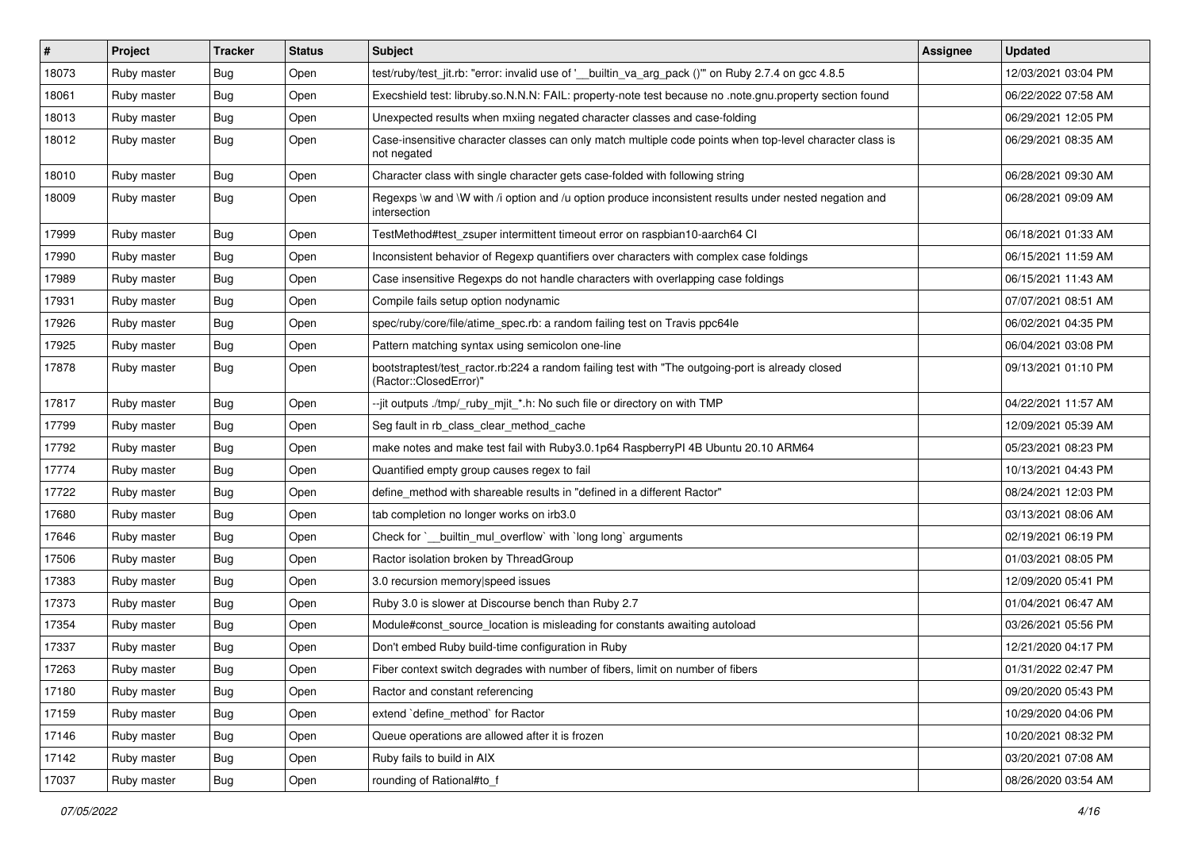| # | Project | Tracker | Status | Subject | Assignee | Updated |
|---|---|---|---|---|---|---|
| 18073 | Ruby master | Bug | Open | test/ruby/test_jit.rb: "error: invalid use of '__builtin_va_arg_pack ()'" on Ruby 2.7.4 on gcc 4.8.5 | | 12/03/2021 03:04 PM |
| 18061 | Ruby master | Bug | Open | Execshield test: libruby.so.N.N.N: FAIL: property-note test because no .note.gnu.property section found | | 06/22/2022 07:58 AM |
| 18013 | Ruby master | Bug | Open | Unexpected results when mxiing negated character classes and case-folding | | 06/29/2021 12:05 PM |
| 18012 | Ruby master | Bug | Open | Case-insensitive character classes can only match multiple code points when top-level character class is not negated | | 06/29/2021 08:35 AM |
| 18010 | Ruby master | Bug | Open | Character class with single character gets case-folded with following string | | 06/28/2021 09:30 AM |
| 18009 | Ruby master | Bug | Open | Regexps \w and \W with /i option and /u option produce inconsistent results under nested negation and intersection | | 06/28/2021 09:09 AM |
| 17999 | Ruby master | Bug | Open | TestMethod#test_zsuper intermittent timeout error on raspbian10-aarch64 CI | | 06/18/2021 01:33 AM |
| 17990 | Ruby master | Bug | Open | Inconsistent behavior of Regexp quantifiers over characters with complex case foldings | | 06/15/2021 11:59 AM |
| 17989 | Ruby master | Bug | Open | Case insensitive Regexps do not handle characters with overlapping case foldings | | 06/15/2021 11:43 AM |
| 17931 | Ruby master | Bug | Open | Compile fails setup option nodynamic | | 07/07/2021 08:51 AM |
| 17926 | Ruby master | Bug | Open | spec/ruby/core/file/atime_spec.rb: a random failing test on Travis ppc64le | | 06/02/2021 04:35 PM |
| 17925 | Ruby master | Bug | Open | Pattern matching syntax using semicolon one-line | | 06/04/2021 03:08 PM |
| 17878 | Ruby master | Bug | Open | bootstraptest/test_ractor.rb:224 a random failing test with "The outgoing-port is already closed (Ractor::ClosedError)" | | 09/13/2021 01:10 PM |
| 17817 | Ruby master | Bug | Open | --jit outputs ./tmp/_ruby_mjit_*.h: No such file or directory on with TMP | | 04/22/2021 11:57 AM |
| 17799 | Ruby master | Bug | Open | Seg fault in rb_class_clear_method_cache | | 12/09/2021 05:39 AM |
| 17792 | Ruby master | Bug | Open | make notes and make test fail with Ruby3.0.1p64 RaspberryPI 4B Ubuntu 20.10 ARM64 | | 05/23/2021 08:23 PM |
| 17774 | Ruby master | Bug | Open | Quantified empty group causes regex to fail | | 10/13/2021 04:43 PM |
| 17722 | Ruby master | Bug | Open | define_method with shareable results in "defined in a different Ractor" | | 08/24/2021 12:03 PM |
| 17680 | Ruby master | Bug | Open | tab completion no longer works on irb3.0 | | 03/13/2021 08:06 AM |
| 17646 | Ruby master | Bug | Open | Check for `__builtin_mul_overflow` with `long long` arguments | | 02/19/2021 06:19 PM |
| 17506 | Ruby master | Bug | Open | Ractor isolation broken by ThreadGroup | | 01/03/2021 08:05 PM |
| 17383 | Ruby master | Bug | Open | 3.0 recursion memory\|speed issues | | 12/09/2020 05:41 PM |
| 17373 | Ruby master | Bug | Open | Ruby 3.0 is slower at Discourse bench than Ruby 2.7 | | 01/04/2021 06:47 AM |
| 17354 | Ruby master | Bug | Open | Module#const_source_location is misleading for constants awaiting autoload | | 03/26/2021 05:56 PM |
| 17337 | Ruby master | Bug | Open | Don't embed Ruby build-time configuration in Ruby | | 12/21/2020 04:17 PM |
| 17263 | Ruby master | Bug | Open | Fiber context switch degrades with number of fibers, limit on number of fibers | | 01/31/2022 02:47 PM |
| 17180 | Ruby master | Bug | Open | Ractor and constant referencing | | 09/20/2020 05:43 PM |
| 17159 | Ruby master | Bug | Open | extend `define_method` for Ractor | | 10/29/2020 04:06 PM |
| 17146 | Ruby master | Bug | Open | Queue operations are allowed after it is frozen | | 10/20/2021 08:32 PM |
| 17142 | Ruby master | Bug | Open | Ruby fails to build in AIX | | 03/20/2021 07:08 AM |
| 17037 | Ruby master | Bug | Open | rounding of Rational#to_f | | 08/26/2020 03:54 AM |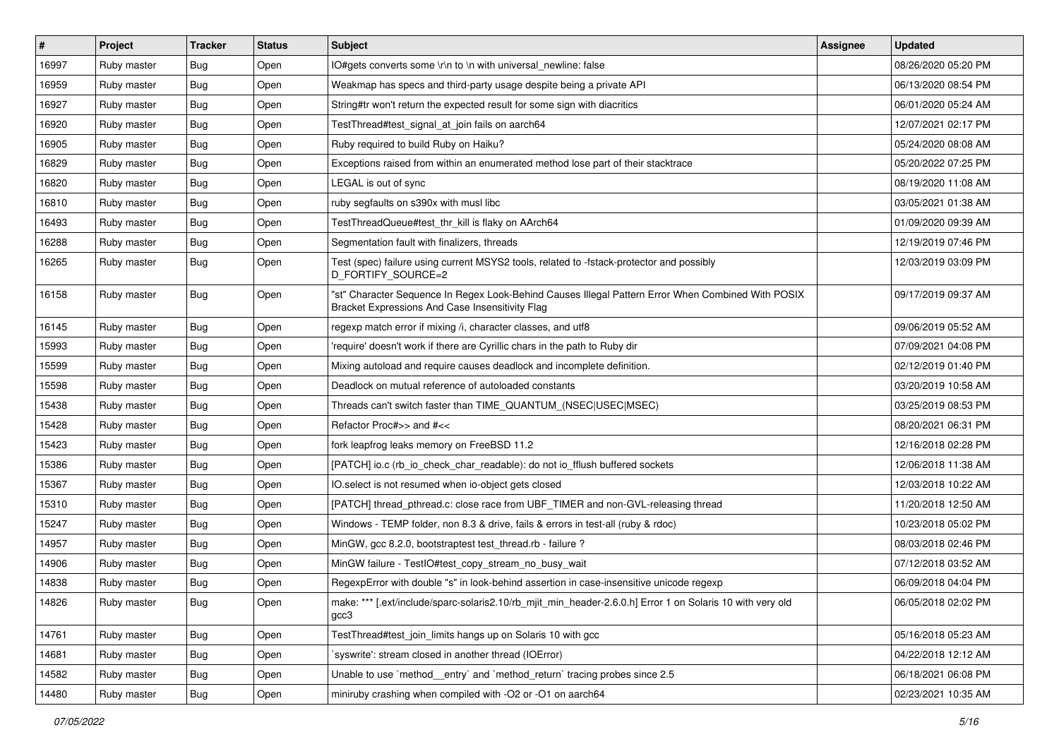| # | Project | Tracker | Status | Subject | Assignee | Updated |
|---|---|---|---|---|---|---|
| 16997 | Ruby master | Bug | Open | IO#gets converts some \r\n to \n with universal_newline: false | | 08/26/2020 05:20 PM |
| 16959 | Ruby master | Bug | Open | Weakmap has specs and third-party usage despite being a private API | | 06/13/2020 08:54 PM |
| 16927 | Ruby master | Bug | Open | String#tr won't return the expected result for some sign with diacritics | | 06/01/2020 05:24 AM |
| 16920 | Ruby master | Bug | Open | TestThread#test_signal_at_join fails on aarch64 | | 12/07/2021 02:17 PM |
| 16905 | Ruby master | Bug | Open | Ruby required to build Ruby on Haiku? | | 05/24/2020 08:08 AM |
| 16829 | Ruby master | Bug | Open | Exceptions raised from within an enumerated method lose part of their stacktrace | | 05/20/2022 07:25 PM |
| 16820 | Ruby master | Bug | Open | LEGAL is out of sync | | 08/19/2020 11:08 AM |
| 16810 | Ruby master | Bug | Open | ruby segfaults on s390x with musl libc | | 03/05/2021 01:38 AM |
| 16493 | Ruby master | Bug | Open | TestThreadQueue#test_thr_kill is flaky on AArch64 | | 01/09/2020 09:39 AM |
| 16288 | Ruby master | Bug | Open | Segmentation fault with finalizers, threads | | 12/19/2019 07:46 PM |
| 16265 | Ruby master | Bug | Open | Test (spec) failure using current MSYS2 tools, related to -fstack-protector and possibly D_FORTIFY_SOURCE=2 | | 12/03/2019 03:09 PM |
| 16158 | Ruby master | Bug | Open | "st" Character Sequence In Regex Look-Behind Causes Illegal Pattern Error When Combined With POSIX Bracket Expressions And Case Insensitivity Flag | | 09/17/2019 09:37 AM |
| 16145 | Ruby master | Bug | Open | regexp match error if mixing /i, character classes, and utf8 | | 09/06/2019 05:52 AM |
| 15993 | Ruby master | Bug | Open | 'require' doesn't work if there are Cyrillic chars in the path to Ruby dir | | 07/09/2021 04:08 PM |
| 15599 | Ruby master | Bug | Open | Mixing autoload and require causes deadlock and incomplete definition. | | 02/12/2019 01:40 PM |
| 15598 | Ruby master | Bug | Open | Deadlock on mutual reference of autoloaded constants | | 03/20/2019 10:58 AM |
| 15438 | Ruby master | Bug | Open | Threads can't switch faster than TIME_QUANTUM_(NSEC\|USEC\|MSEC) | | 03/25/2019 08:53 PM |
| 15428 | Ruby master | Bug | Open | Refactor Proc#>> and #<< | | 08/20/2021 06:31 PM |
| 15423 | Ruby master | Bug | Open | fork leapfrog leaks memory on FreeBSD 11.2 | | 12/16/2018 02:28 PM |
| 15386 | Ruby master | Bug | Open | [PATCH] io.c (rb_io_check_char_readable): do not io_fflush buffered sockets | | 12/06/2018 11:38 AM |
| 15367 | Ruby master | Bug | Open | IO.select is not resumed when io-object gets closed | | 12/03/2018 10:22 AM |
| 15310 | Ruby master | Bug | Open | [PATCH] thread_pthread.c: close race from UBF_TIMER and non-GVL-releasing thread | | 11/20/2018 12:50 AM |
| 15247 | Ruby master | Bug | Open | Windows - TEMP folder, non 8.3 & drive, fails & errors in test-all (ruby & rdoc) | | 10/23/2018 05:02 PM |
| 14957 | Ruby master | Bug | Open | MinGW, gcc 8.2.0, bootstraptest test_thread.rb - failure ? | | 08/03/2018 02:46 PM |
| 14906 | Ruby master | Bug | Open | MinGW failure - TestIO#test_copy_stream_no_busy_wait | | 07/12/2018 03:52 AM |
| 14838 | Ruby master | Bug | Open | RegexpError with double "s" in look-behind assertion in case-insensitive unicode regexp | | 06/09/2018 04:04 PM |
| 14826 | Ruby master | Bug | Open | make: *** [.ext/include/sparc-solaris2.10/rb_mjit_min_header-2.6.0.h] Error 1 on Solaris 10 with very old gcc3 | | 06/05/2018 02:02 PM |
| 14761 | Ruby master | Bug | Open | TestThread#test_join_limits hangs up on Solaris 10 with gcc | | 05/16/2018 05:23 AM |
| 14681 | Ruby master | Bug | Open | `syswrite': stream closed in another thread (IOError) | | 04/22/2018 12:12 AM |
| 14582 | Ruby master | Bug | Open | Unable to use `method__entry` and `method_return` tracing probes since 2.5 | | 06/18/2021 06:08 PM |
| 14480 | Ruby master | Bug | Open | miniruby crashing when compiled with -O2 or -O1 on aarch64 | | 02/23/2021 10:35 AM |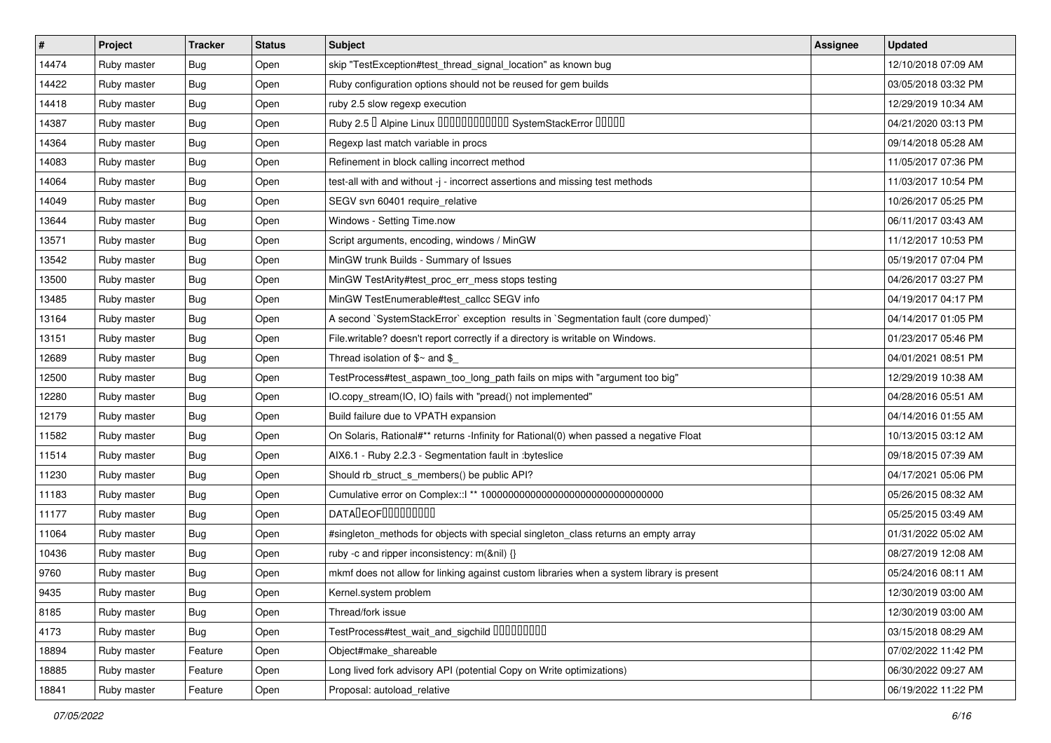| # | Project | Tracker | Status | Subject | Assignee | Updated |
|---|---|---|---|---|---|---|
| 14474 | Ruby master | Bug | Open | skip "TestException#test_thread_signal_location" as known bug | | 12/10/2018 07:09 AM |
| 14422 | Ruby master | Bug | Open | Ruby configuration options should not be reused for gem builds | | 03/05/2018 03:32 PM |
| 14418 | Ruby master | Bug | Open | ruby 2.5 slow regexp execution | | 12/29/2019 10:34 AM |
| 14387 | Ruby master | Bug | Open | Ruby 2.5 � Alpine Linux ������������ SystemStackError ����� | | 04/21/2020 03:13 PM |
| 14364 | Ruby master | Bug | Open | Regexp last match variable in procs | | 09/14/2018 05:28 AM |
| 14083 | Ruby master | Bug | Open | Refinement in block calling incorrect method | | 11/05/2017 07:36 PM |
| 14064 | Ruby master | Bug | Open | test-all with and without -j - incorrect assertions and missing test methods | | 11/03/2017 10:54 PM |
| 14049 | Ruby master | Bug | Open | SEGV svn 60401 require_relative | | 10/26/2017 05:25 PM |
| 13644 | Ruby master | Bug | Open | Windows - Setting Time.now | | 06/11/2017 03:43 AM |
| 13571 | Ruby master | Bug | Open | Script arguments, encoding, windows / MinGW | | 11/12/2017 10:53 PM |
| 13542 | Ruby master | Bug | Open | MinGW trunk Builds - Summary of Issues | | 05/19/2017 07:04 PM |
| 13500 | Ruby master | Bug | Open | MinGW TestArity#test_proc_err_mess stops testing | | 04/26/2017 03:27 PM |
| 13485 | Ruby master | Bug | Open | MinGW TestEnumerable#test_callcc SEGV info | | 04/19/2017 04:17 PM |
| 13164 | Ruby master | Bug | Open | A second `SystemStackError` exception results in `Segmentation fault (core dumped)` | | 04/14/2017 01:05 PM |
| 13151 | Ruby master | Bug | Open | File.writable? doesn't report correctly if a directory is writable on Windows. | | 01/23/2017 05:46 PM |
| 12689 | Ruby master | Bug | Open | Thread isolation of $~ and $_ | | 04/01/2021 08:51 PM |
| 12500 | Ruby master | Bug | Open | TestProcess#test_aspawn_too_long_path fails on mips with "argument too big" | | 12/29/2019 10:38 AM |
| 12280 | Ruby master | Bug | Open | IO.copy_stream(IO, IO) fails with "pread() not implemented" | | 04/28/2016 05:51 AM |
| 12179 | Ruby master | Bug | Open | Build failure due to VPATH expansion | | 04/14/2016 01:55 AM |
| 11582 | Ruby master | Bug | Open | On Solaris, Rational#** returns -Infinity for Rational(0) when passed a negative Float | | 10/13/2015 03:12 AM |
| 11514 | Ruby master | Bug | Open | AIX6.1 - Ruby 2.2.3 - Segmentation fault in :byteslice | | 09/18/2015 07:39 AM |
| 11230 | Ruby master | Bug | Open | Should rb_struct_s_members() be public API? | | 04/17/2021 05:06 PM |
| 11183 | Ruby master | Bug | Open | Cumulative error on Complex::I ** 100000000000000000000000000000000 | | 05/26/2015 08:32 AM |
| 11177 | Ruby master | Bug | Open | DATA�EOF���������� | | 05/25/2015 03:49 AM |
| 11064 | Ruby master | Bug | Open | #singleton_methods for objects with special singleton_class returns an empty array | | 01/31/2022 05:02 AM |
| 10436 | Ruby master | Bug | Open | ruby -c and ripper inconsistency: m(&nil) {} | | 08/27/2019 12:08 AM |
| 9760 | Ruby master | Bug | Open | mkmf does not allow for linking against custom libraries when a system library is present | | 05/24/2016 08:11 AM |
| 9435 | Ruby master | Bug | Open | Kernel.system problem | | 12/30/2019 03:00 AM |
| 8185 | Ruby master | Bug | Open | Thread/fork issue | | 12/30/2019 03:00 AM |
| 4173 | Ruby master | Bug | Open | TestProcess#test_wait_and_sigchild ��������� | | 03/15/2018 08:29 AM |
| 18894 | Ruby master | Feature | Open | Object#make_shareable | | 07/02/2022 11:42 PM |
| 18885 | Ruby master | Feature | Open | Long lived fork advisory API (potential Copy on Write optimizations) | | 06/30/2022 09:27 AM |
| 18841 | Ruby master | Feature | Open | Proposal: autoload_relative | | 06/19/2022 11:22 PM |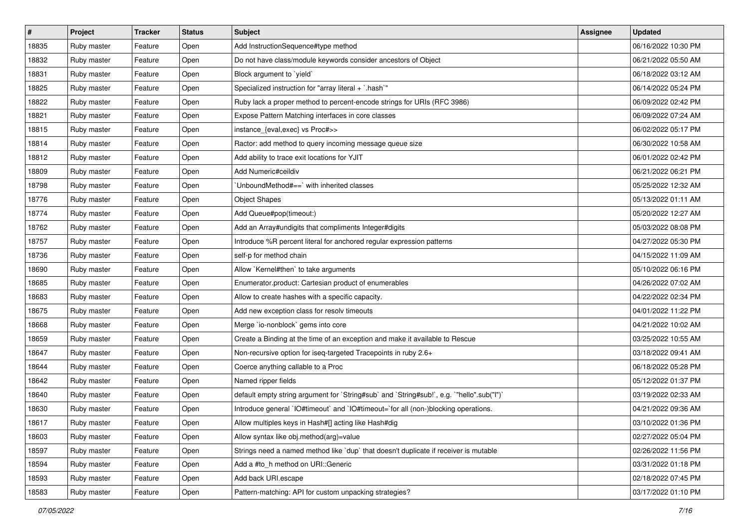| # | Project | Tracker | Status | Subject | Assignee | Updated |
|---|---|---|---|---|---|---|
| 18835 | Ruby master | Feature | Open | Add InstructionSequence#type method | | 06/16/2022 10:30 PM |
| 18832 | Ruby master | Feature | Open | Do not have class/module keywords consider ancestors of Object | | 06/21/2022 05:50 AM |
| 18831 | Ruby master | Feature | Open | Block argument to `yield` | | 06/18/2022 03:12 AM |
| 18825 | Ruby master | Feature | Open | Specialized instruction for "array literal + `.hash`" | | 06/14/2022 05:24 PM |
| 18822 | Ruby master | Feature | Open | Ruby lack a proper method to percent-encode strings for URIs (RFC 3986) | | 06/09/2022 02:42 PM |
| 18821 | Ruby master | Feature | Open | Expose Pattern Matching interfaces in core classes | | 06/09/2022 07:24 AM |
| 18815 | Ruby master | Feature | Open | instance_{eval,exec} vs Proc#>> | | 06/02/2022 05:17 PM |
| 18814 | Ruby master | Feature | Open | Ractor: add method to query incoming message queue size | | 06/30/2022 10:58 AM |
| 18812 | Ruby master | Feature | Open | Add ability to trace exit locations for YJIT | | 06/01/2022 02:42 PM |
| 18809 | Ruby master | Feature | Open | Add Numeric#ceildiv | | 06/21/2022 06:21 PM |
| 18798 | Ruby master | Feature | Open | `UnboundMethod#==` with inherited classes | | 05/25/2022 12:32 AM |
| 18776 | Ruby master | Feature | Open | Object Shapes | | 05/13/2022 01:11 AM |
| 18774 | Ruby master | Feature | Open | Add Queue#pop(timeout:) | | 05/20/2022 12:27 AM |
| 18762 | Ruby master | Feature | Open | Add an Array#undigits that compliments Integer#digits | | 05/03/2022 08:08 PM |
| 18757 | Ruby master | Feature | Open | Introduce %R percent literal for anchored regular expression patterns | | 04/27/2022 05:30 PM |
| 18736 | Ruby master | Feature | Open | self-p for method chain | | 04/15/2022 11:09 AM |
| 18690 | Ruby master | Feature | Open | Allow `Kernel#then` to take arguments | | 05/10/2022 06:16 PM |
| 18685 | Ruby master | Feature | Open | Enumerator.product: Cartesian product of enumerables | | 04/26/2022 07:02 AM |
| 18683 | Ruby master | Feature | Open | Allow to create hashes with a specific capacity. | | 04/22/2022 02:34 PM |
| 18675 | Ruby master | Feature | Open | Add new exception class for resolv timeouts | | 04/01/2022 11:22 PM |
| 18668 | Ruby master | Feature | Open | Merge `io-nonblock` gems into core | | 04/21/2022 10:02 AM |
| 18659 | Ruby master | Feature | Open | Create a Binding at the time of an exception and make it available to Rescue | | 03/25/2022 10:55 AM |
| 18647 | Ruby master | Feature | Open | Non-recursive option for iseq-targeted Tracepoints in ruby 2.6+ | | 03/18/2022 09:41 AM |
| 18644 | Ruby master | Feature | Open | Coerce anything callable to a Proc | | 06/18/2022 05:28 PM |
| 18642 | Ruby master | Feature | Open | Named ripper fields | | 05/12/2022 01:37 PM |
| 18640 | Ruby master | Feature | Open | default empty string argument for `String#sub` and `String#sub!`, e.g. `"hello".sub("l")` | | 03/19/2022 02:33 AM |
| 18630 | Ruby master | Feature | Open | Introduce general `IO#timeout` and `IO#timeout=`for all (non-)blocking operations. | | 04/21/2022 09:36 AM |
| 18617 | Ruby master | Feature | Open | Allow multiples keys in Hash#[] acting like Hash#dig | | 03/10/2022 01:36 PM |
| 18603 | Ruby master | Feature | Open | Allow syntax like obj.method(arg)=value | | 02/27/2022 05:04 PM |
| 18597 | Ruby master | Feature | Open | Strings need a named method like `dup` that doesn't duplicate if receiver is mutable | | 02/26/2022 11:56 PM |
| 18594 | Ruby master | Feature | Open | Add a #to_h method on URI::Generic | | 03/31/2022 01:18 PM |
| 18593 | Ruby master | Feature | Open | Add back URI.escape | | 02/18/2022 07:45 PM |
| 18583 | Ruby master | Feature | Open | Pattern-matching: API for custom unpacking strategies? | | 03/17/2022 01:10 PM |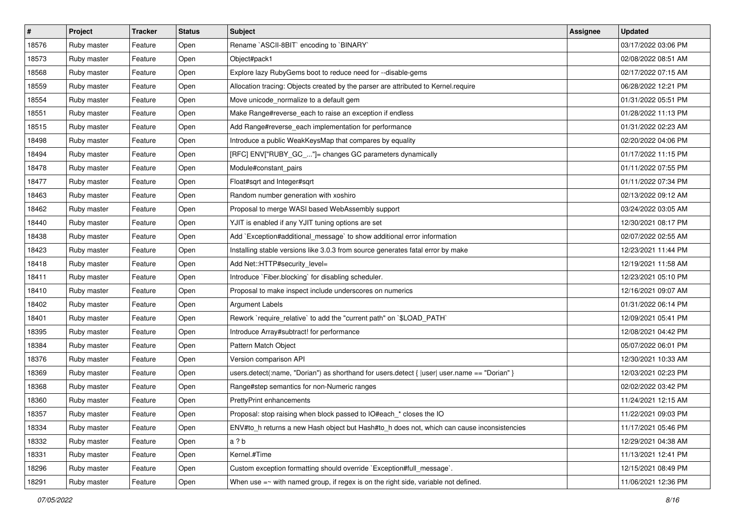| # | Project | Tracker | Status | Subject | Assignee | Updated |
|---|---|---|---|---|---|---|
| 18576 | Ruby master | Feature | Open | Rename `ASCII-8BIT` encoding to `BINARY` | | 03/17/2022 03:06 PM |
| 18573 | Ruby master | Feature | Open | Object#pack1 | | 02/08/2022 08:51 AM |
| 18568 | Ruby master | Feature | Open | Explore lazy RubyGems boot to reduce need for --disable-gems | | 02/17/2022 07:15 AM |
| 18559 | Ruby master | Feature | Open | Allocation tracing: Objects created by the parser are attributed to Kernel.require | | 06/28/2022 12:21 PM |
| 18554 | Ruby master | Feature | Open | Move unicode_normalize to a default gem | | 01/31/2022 05:51 PM |
| 18551 | Ruby master | Feature | Open | Make Range#reverse_each to raise an exception if endless | | 01/28/2022 11:13 PM |
| 18515 | Ruby master | Feature | Open | Add Range#reverse_each implementation for performance | | 01/31/2022 02:23 AM |
| 18498 | Ruby master | Feature | Open | Introduce a public WeakKeysMap that compares by equality | | 02/20/2022 04:06 PM |
| 18494 | Ruby master | Feature | Open | [RFC] ENV["RUBY_GC_..."]= changes GC parameters dynamically | | 01/17/2022 11:15 PM |
| 18478 | Ruby master | Feature | Open | Module#constant_pairs | | 01/11/2022 07:55 PM |
| 18477 | Ruby master | Feature | Open | Float#sqrt and Integer#sqrt | | 01/11/2022 07:34 PM |
| 18463 | Ruby master | Feature | Open | Random number generation with xoshiro | | 02/13/2022 09:12 AM |
| 18462 | Ruby master | Feature | Open | Proposal to merge WASI based WebAssembly support | | 03/24/2022 03:05 AM |
| 18440 | Ruby master | Feature | Open | YJIT is enabled if any YJIT tuning options are set | | 12/30/2021 08:17 PM |
| 18438 | Ruby master | Feature | Open | Add `Exception#additional_message` to show additional error information | | 02/07/2022 02:55 AM |
| 18423 | Ruby master | Feature | Open | Installing stable versions like 3.0.3 from source generates fatal error by make | | 12/23/2021 11:44 PM |
| 18418 | Ruby master | Feature | Open | Add Net::HTTP#security_level= | | 12/19/2021 11:58 AM |
| 18411 | Ruby master | Feature | Open | Introduce `Fiber.blocking` for disabling scheduler. | | 12/23/2021 05:10 PM |
| 18410 | Ruby master | Feature | Open | Proposal to make inspect include underscores on numerics | | 12/16/2021 09:07 AM |
| 18402 | Ruby master | Feature | Open | Argument Labels | | 01/31/2022 06:14 PM |
| 18401 | Ruby master | Feature | Open | Rework `require_relative` to add the "current path" on `$LOAD_PATH` | | 12/09/2021 05:41 PM |
| 18395 | Ruby master | Feature | Open | Introduce Array#subtract! for performance | | 12/08/2021 04:42 PM |
| 18384 | Ruby master | Feature | Open | Pattern Match Object | | 05/07/2022 06:01 PM |
| 18376 | Ruby master | Feature | Open | Version comparison API | | 12/30/2021 10:33 AM |
| 18369 | Ruby master | Feature | Open | users.detect(:name, "Dorian") as shorthand for users.detect { \|user\| user.name == "Dorian" } | | 12/03/2021 02:23 PM |
| 18368 | Ruby master | Feature | Open | Range#step semantics for non-Numeric ranges | | 02/02/2022 03:42 PM |
| 18360 | Ruby master | Feature | Open | PrettyPrint enhancements | | 11/24/2021 12:15 AM |
| 18357 | Ruby master | Feature | Open | Proposal: stop raising when block passed to IO#each_* closes the IO | | 11/22/2021 09:03 PM |
| 18334 | Ruby master | Feature | Open | ENV#to_h returns a new Hash object but Hash#to_h does not, which can cause inconsistencies | | 11/17/2021 05:46 PM |
| 18332 | Ruby master | Feature | Open | a ? b | | 12/29/2021 04:38 AM |
| 18331 | Ruby master | Feature | Open | Kernel.#Time | | 11/13/2021 12:41 PM |
| 18296 | Ruby master | Feature | Open | Custom exception formatting should override `Exception#full_message`. | | 12/15/2021 08:49 PM |
| 18291 | Ruby master | Feature | Open | When use =~ with named group, if regex is on the right side, variable not defined. | | 11/06/2021 12:36 PM |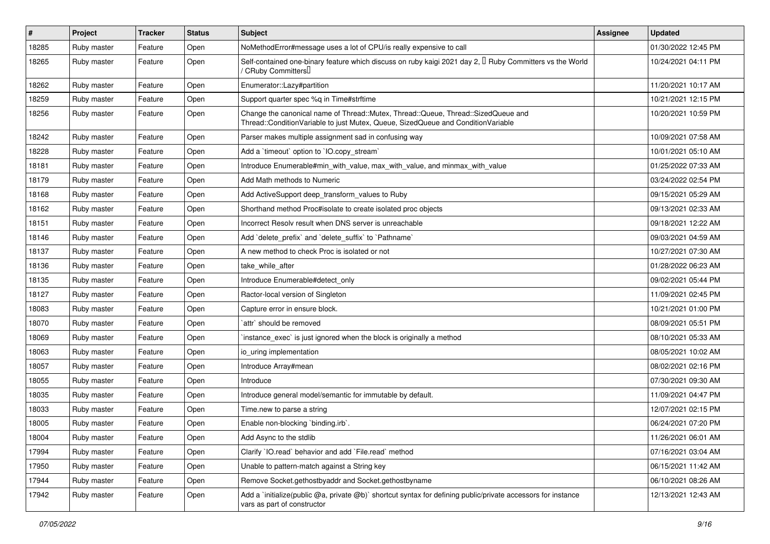| # | Project | Tracker | Status | Subject | Assignee | Updated |
|---|---|---|---|---|---|---|
| 18285 | Ruby master | Feature | Open | NoMethodError#message uses a lot of CPU/is really expensive to call | | 01/30/2022 12:45 PM |
| 18265 | Ruby master | Feature | Open | Self-contained one-binary feature which discuss on ruby kaigi 2021 day 2, 「Ruby Committers vs the World / CRuby Committers」 | | 10/24/2021 04:11 PM |
| 18262 | Ruby master | Feature | Open | Enumerator::Lazy#partition | | 11/20/2021 10:17 AM |
| 18259 | Ruby master | Feature | Open | Support quarter spec %q in Time#strftime | | 10/21/2021 12:15 PM |
| 18256 | Ruby master | Feature | Open | Change the canonical name of Thread::Mutex, Thread::Queue, Thread::SizedQueue and Thread::ConditionVariable to just Mutex, Queue, SizedQueue and ConditionVariable | | 10/20/2021 10:59 PM |
| 18242 | Ruby master | Feature | Open | Parser makes multiple assignment sad in confusing way | | 10/09/2021 07:58 AM |
| 18228 | Ruby master | Feature | Open | Add a `timeout` option to `IO.copy_stream` | | 10/01/2021 05:10 AM |
| 18181 | Ruby master | Feature | Open | Introduce Enumerable#min_with_value, max_with_value, and minmax_with_value | | 01/25/2022 07:33 AM |
| 18179 | Ruby master | Feature | Open | Add Math methods to Numeric | | 03/24/2022 02:54 PM |
| 18168 | Ruby master | Feature | Open | Add ActiveSupport deep_transform_values to Ruby | | 09/15/2021 05:29 AM |
| 18162 | Ruby master | Feature | Open | Shorthand method Proc#isolate to create isolated proc objects | | 09/13/2021 02:33 AM |
| 18151 | Ruby master | Feature | Open | Incorrect Resolv result when DNS server is unreachable | | 09/18/2021 12:22 AM |
| 18146 | Ruby master | Feature | Open | Add `delete_prefix` and `delete_suffix` to `Pathname` | | 09/03/2021 04:59 AM |
| 18137 | Ruby master | Feature | Open | A new method to check Proc is isolated or not | | 10/27/2021 07:30 AM |
| 18136 | Ruby master | Feature | Open | take_while_after | | 01/28/2022 06:23 AM |
| 18135 | Ruby master | Feature | Open | Introduce Enumerable#detect_only | | 09/02/2021 05:44 PM |
| 18127 | Ruby master | Feature | Open | Ractor-local version of Singleton | | 11/09/2021 02:45 PM |
| 18083 | Ruby master | Feature | Open | Capture error in ensure block. | | 10/21/2021 01:00 PM |
| 18070 | Ruby master | Feature | Open | `attr` should be removed | | 08/09/2021 05:51 PM |
| 18069 | Ruby master | Feature | Open | `instance_exec` is just ignored when the block is originally a method | | 08/10/2021 05:33 AM |
| 18063 | Ruby master | Feature | Open | io_uring implementation | | 08/05/2021 10:02 AM |
| 18057 | Ruby master | Feature | Open | Introduce Array#mean | | 08/02/2021 02:16 PM |
| 18055 | Ruby master | Feature | Open | Introduce | | 07/30/2021 09:30 AM |
| 18035 | Ruby master | Feature | Open | Introduce general model/semantic for immutable by default. | | 11/09/2021 04:47 PM |
| 18033 | Ruby master | Feature | Open | Time.new to parse a string | | 12/07/2021 02:15 PM |
| 18005 | Ruby master | Feature | Open | Enable non-blocking `binding.irb`. | | 06/24/2021 07:20 PM |
| 18004 | Ruby master | Feature | Open | Add Async to the stdlib | | 11/26/2021 06:01 AM |
| 17994 | Ruby master | Feature | Open | Clarify `IO.read` behavior and add `File.read` method | | 07/16/2021 03:04 AM |
| 17950 | Ruby master | Feature | Open | Unable to pattern-match against a String key | | 06/15/2021 11:42 AM |
| 17944 | Ruby master | Feature | Open | Remove Socket.gethostbyaddr and Socket.gethostbyname | | 06/10/2021 08:26 AM |
| 17942 | Ruby master | Feature | Open | Add a `initialize(public @a, private @b)` shortcut syntax for defining public/private accessors for instance vars as part of constructor | | 12/13/2021 12:43 AM |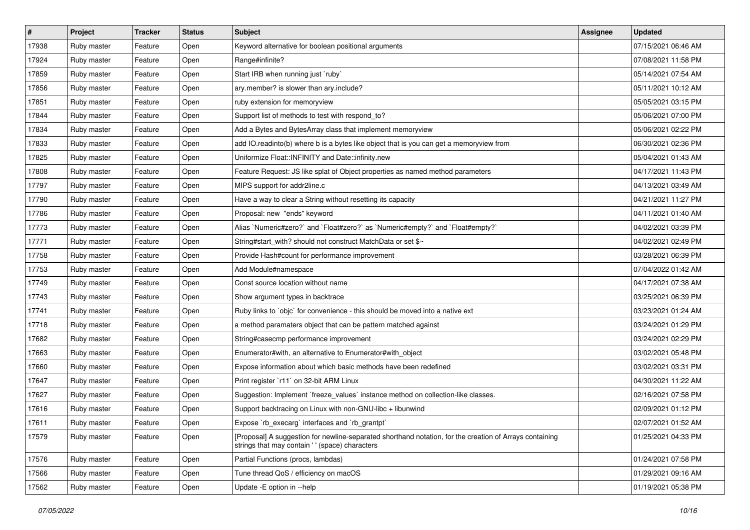| # | Project | Tracker | Status | Subject | Assignee | Updated |
|---|---|---|---|---|---|---|
| 17938 | Ruby master | Feature | Open | Keyword alternative for boolean positional arguments | | 07/15/2021 06:46 AM |
| 17924 | Ruby master | Feature | Open | Range#infinite? | | 07/08/2021 11:58 PM |
| 17859 | Ruby master | Feature | Open | Start IRB when running just `ruby` | | 05/14/2021 07:54 AM |
| 17856 | Ruby master | Feature | Open | ary.member? is slower than ary.include? | | 05/11/2021 10:12 AM |
| 17851 | Ruby master | Feature | Open | ruby extension for memoryview | | 05/05/2021 03:15 PM |
| 17844 | Ruby master | Feature | Open | Support list of methods to test with respond_to? | | 05/06/2021 07:00 PM |
| 17834 | Ruby master | Feature | Open | Add a Bytes and BytesArray class that implement memoryview | | 05/06/2021 02:22 PM |
| 17833 | Ruby master | Feature | Open | add IO.readinto(b) where b is a bytes like object that is you can get a memoryview from | | 06/30/2021 02:36 PM |
| 17825 | Ruby master | Feature | Open | Uniformize Float::INFINITY and Date::infinity.new | | 05/04/2021 01:43 AM |
| 17808 | Ruby master | Feature | Open | Feature Request: JS like splat of Object properties as named method parameters | | 04/17/2021 11:43 PM |
| 17797 | Ruby master | Feature | Open | MIPS support for addr2line.c | | 04/13/2021 03:49 AM |
| 17790 | Ruby master | Feature | Open | Have a way to clear a String without resetting its capacity | | 04/21/2021 11:27 PM |
| 17786 | Ruby master | Feature | Open | Proposal: new "ends" keyword | | 04/11/2021 01:40 AM |
| 17773 | Ruby master | Feature | Open | Alias `Numeric#zero?` and `Float#zero?` as `Numeric#empty?` and `Float#empty?` | | 04/02/2021 03:39 PM |
| 17771 | Ruby master | Feature | Open | String#start_with? should not construct MatchData or set $~ | | 04/02/2021 02:49 PM |
| 17758 | Ruby master | Feature | Open | Provide Hash#count for performance improvement | | 03/28/2021 06:39 PM |
| 17753 | Ruby master | Feature | Open | Add Module#namespace | | 07/04/2022 01:42 AM |
| 17749 | Ruby master | Feature | Open | Const source location without name | | 04/17/2021 07:38 AM |
| 17743 | Ruby master | Feature | Open | Show argument types in backtrace | | 03/25/2021 06:39 PM |
| 17741 | Ruby master | Feature | Open | Ruby links to `objc` for convenience - this should be moved into a native ext | | 03/23/2021 01:24 AM |
| 17718 | Ruby master | Feature | Open | a method paramaters object that can be pattern matched against | | 03/24/2021 01:29 PM |
| 17682 | Ruby master | Feature | Open | String#casecmp performance improvement | | 03/24/2021 02:29 PM |
| 17663 | Ruby master | Feature | Open | Enumerator#with, an alternative to Enumerator#with_object | | 03/02/2021 05:48 PM |
| 17660 | Ruby master | Feature | Open | Expose information about which basic methods have been redefined | | 03/02/2021 03:31 PM |
| 17647 | Ruby master | Feature | Open | Print register `r11` on 32-bit ARM Linux | | 04/30/2021 11:22 AM |
| 17627 | Ruby master | Feature | Open | Suggestion: Implement `freeze_values` instance method on collection-like classes. | | 02/16/2021 07:58 PM |
| 17616 | Ruby master | Feature | Open | Support backtracing on Linux with non-GNU-libc + libunwind | | 02/09/2021 01:12 PM |
| 17611 | Ruby master | Feature | Open | Expose `rb_execarg` interfaces and `rb_grantpt` | | 02/07/2021 01:52 AM |
| 17579 | Ruby master | Feature | Open | [Proposal] A suggestion for newline-separated shorthand notation, for the creation of Arrays containing strings that may contain ' ' (space) characters | | 01/25/2021 04:33 PM |
| 17576 | Ruby master | Feature | Open | Partial Functions (procs, lambdas) | | 01/24/2021 07:58 PM |
| 17566 | Ruby master | Feature | Open | Tune thread QoS / efficiency on macOS | | 01/29/2021 09:16 AM |
| 17562 | Ruby master | Feature | Open | Update -E option in --help | | 01/19/2021 05:38 PM |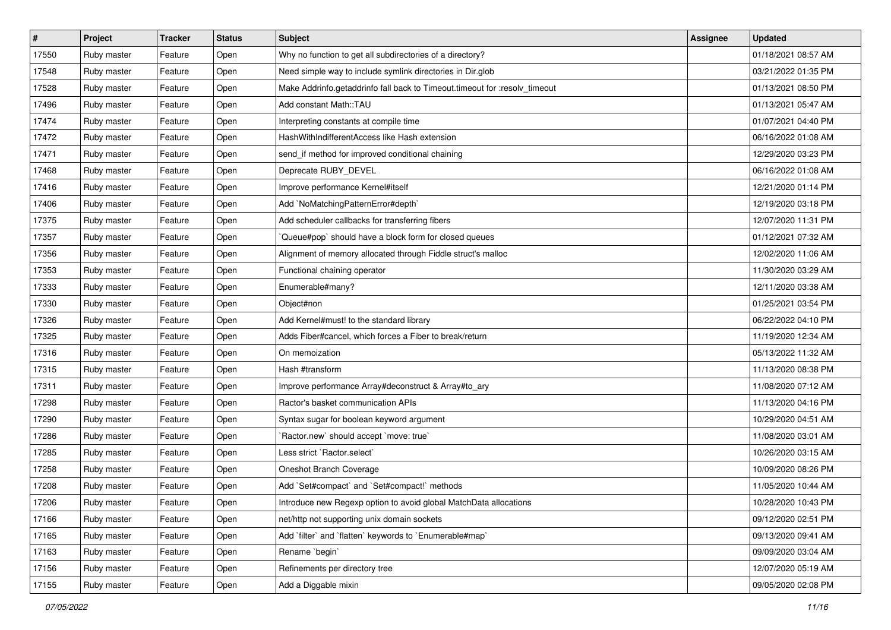| # | Project | Tracker | Status | Subject | Assignee | Updated |
|---|---|---|---|---|---|---|
| 17550 | Ruby master | Feature | Open | Why no function to get all subdirectories of a directory? | | 01/18/2021 08:57 AM |
| 17548 | Ruby master | Feature | Open | Need simple way to include symlink directories in Dir.glob | | 03/21/2022 01:35 PM |
| 17528 | Ruby master | Feature | Open | Make Addrinfo.getaddrinfo fall back to Timeout.timeout for :resolv_timeout | | 01/13/2021 08:50 PM |
| 17496 | Ruby master | Feature | Open | Add constant Math::TAU | | 01/13/2021 05:47 AM |
| 17474 | Ruby master | Feature | Open | Interpreting constants at compile time | | 01/07/2021 04:40 PM |
| 17472 | Ruby master | Feature | Open | HashWithIndifferentAccess like Hash extension | | 06/16/2022 01:08 AM |
| 17471 | Ruby master | Feature | Open | send_if method for improved conditional chaining | | 12/29/2020 03:23 PM |
| 17468 | Ruby master | Feature | Open | Deprecate RUBY_DEVEL | | 06/16/2022 01:08 AM |
| 17416 | Ruby master | Feature | Open | Improve performance Kernel#itself | | 12/21/2020 01:14 PM |
| 17406 | Ruby master | Feature | Open | Add `NoMatchingPatternError#depth` | | 12/19/2020 03:18 PM |
| 17375 | Ruby master | Feature | Open | Add scheduler callbacks for transferring fibers | | 12/07/2020 11:31 PM |
| 17357 | Ruby master | Feature | Open | `Queue#pop` should have a block form for closed queues | | 01/12/2021 07:32 AM |
| 17356 | Ruby master | Feature | Open | Alignment of memory allocated through Fiddle struct's malloc | | 12/02/2020 11:06 AM |
| 17353 | Ruby master | Feature | Open | Functional chaining operator | | 11/30/2020 03:29 AM |
| 17333 | Ruby master | Feature | Open | Enumerable#many? | | 12/11/2020 03:38 AM |
| 17330 | Ruby master | Feature | Open | Object#non | | 01/25/2021 03:54 PM |
| 17326 | Ruby master | Feature | Open | Add Kernel#must! to the standard library | | 06/22/2022 04:10 PM |
| 17325 | Ruby master | Feature | Open | Adds Fiber#cancel, which forces a Fiber to break/return | | 11/19/2020 12:34 AM |
| 17316 | Ruby master | Feature | Open | On memoization | | 05/13/2022 11:32 AM |
| 17315 | Ruby master | Feature | Open | Hash #transform | | 11/13/2020 08:38 PM |
| 17311 | Ruby master | Feature | Open | Improve performance Array#deconstruct & Array#to_ary | | 11/08/2020 07:12 AM |
| 17298 | Ruby master | Feature | Open | Ractor's basket communication APIs | | 11/13/2020 04:16 PM |
| 17290 | Ruby master | Feature | Open | Syntax sugar for boolean keyword argument | | 10/29/2020 04:51 AM |
| 17286 | Ruby master | Feature | Open | `Ractor.new` should accept `move: true` | | 11/08/2020 03:01 AM |
| 17285 | Ruby master | Feature | Open | Less strict `Ractor.select` | | 10/26/2020 03:15 AM |
| 17258 | Ruby master | Feature | Open | Oneshot Branch Coverage | | 10/09/2020 08:26 PM |
| 17208 | Ruby master | Feature | Open | Add `Set#compact` and `Set#compact!` methods | | 11/05/2020 10:44 AM |
| 17206 | Ruby master | Feature | Open | Introduce new Regexp option to avoid global MatchData allocations | | 10/28/2020 10:43 PM |
| 17166 | Ruby master | Feature | Open | net/http not supporting unix domain sockets | | 09/12/2020 02:51 PM |
| 17165 | Ruby master | Feature | Open | Add `filter` and `flatten` keywords to `Enumerable#map` | | 09/13/2020 09:41 AM |
| 17163 | Ruby master | Feature | Open | Rename `begin` | | 09/09/2020 03:04 AM |
| 17156 | Ruby master | Feature | Open | Refinements per directory tree | | 12/07/2020 05:19 AM |
| 17155 | Ruby master | Feature | Open | Add a Diggable mixin | | 09/05/2020 02:08 PM |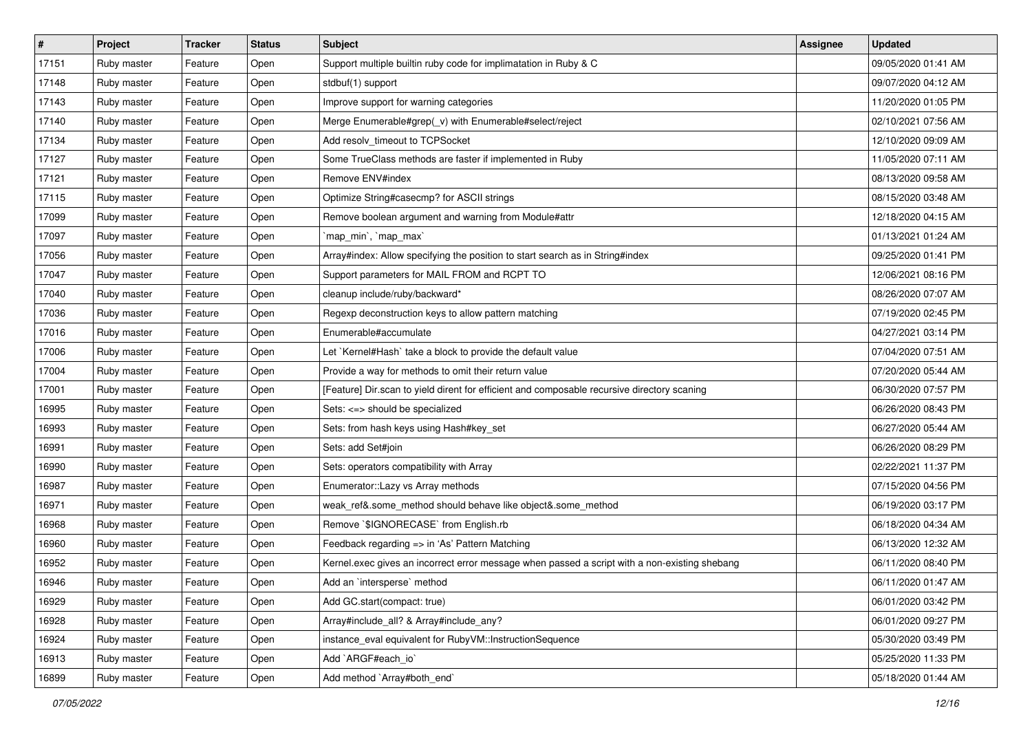| # | Project | Tracker | Status | Subject | Assignee | Updated |
|---|---|---|---|---|---|---|
| 17151 | Ruby master | Feature | Open | Support multiple builtin ruby code for implimatation in Ruby & C | | 09/05/2020 01:41 AM |
| 17148 | Ruby master | Feature | Open | stdbuf(1) support | | 09/07/2020 04:12 AM |
| 17143 | Ruby master | Feature | Open | Improve support for warning categories | | 11/20/2020 01:05 PM |
| 17140 | Ruby master | Feature | Open | Merge Enumerable#grep(_v) with Enumerable#select/reject | | 02/10/2021 07:56 AM |
| 17134 | Ruby master | Feature | Open | Add resolv_timeout to TCPSocket | | 12/10/2020 09:09 AM |
| 17127 | Ruby master | Feature | Open | Some TrueClass methods are faster if implemented in Ruby | | 11/05/2020 07:11 AM |
| 17121 | Ruby master | Feature | Open | Remove ENV#index | | 08/13/2020 09:58 AM |
| 17115 | Ruby master | Feature | Open | Optimize String#casecmp? for ASCII strings | | 08/15/2020 03:48 AM |
| 17099 | Ruby master | Feature | Open | Remove boolean argument and warning from Module#attr | | 12/18/2020 04:15 AM |
| 17097 | Ruby master | Feature | Open | `map_min`, `map_max` | | 01/13/2021 01:24 AM |
| 17056 | Ruby master | Feature | Open | Array#index: Allow specifying the position to start search as in String#index | | 09/25/2020 01:41 PM |
| 17047 | Ruby master | Feature | Open | Support parameters for MAIL FROM and RCPT TO | | 12/06/2021 08:16 PM |
| 17040 | Ruby master | Feature | Open | cleanup include/ruby/backward* | | 08/26/2020 07:07 AM |
| 17036 | Ruby master | Feature | Open | Regexp deconstruction keys to allow pattern matching | | 07/19/2020 02:45 PM |
| 17016 | Ruby master | Feature | Open | Enumerable#accumulate | | 04/27/2021 03:14 PM |
| 17006 | Ruby master | Feature | Open | Let `Kernel#Hash` take a block to provide the default value | | 07/04/2020 07:51 AM |
| 17004 | Ruby master | Feature | Open | Provide a way for methods to omit their return value | | 07/20/2020 05:44 AM |
| 17001 | Ruby master | Feature | Open | [Feature] Dir.scan to yield dirent for efficient and composable recursive directory scaning | | 06/30/2020 07:57 PM |
| 16995 | Ruby master | Feature | Open | Sets: <=> should be specialized | | 06/26/2020 08:43 PM |
| 16993 | Ruby master | Feature | Open | Sets: from hash keys using Hash#key_set | | 06/27/2020 05:44 AM |
| 16991 | Ruby master | Feature | Open | Sets: add Set#join | | 06/26/2020 08:29 PM |
| 16990 | Ruby master | Feature | Open | Sets: operators compatibility with Array | | 02/22/2021 11:37 PM |
| 16987 | Ruby master | Feature | Open | Enumerator::Lazy vs Array methods | | 07/15/2020 04:56 PM |
| 16971 | Ruby master | Feature | Open | weak_ref&.some_method should behave like object&.some_method | | 06/19/2020 03:17 PM |
| 16968 | Ruby master | Feature | Open | Remove `$IGNORECASE` from English.rb | | 06/18/2020 04:34 AM |
| 16960 | Ruby master | Feature | Open | Feedback regarding => in 'As' Pattern Matching | | 06/13/2020 12:32 AM |
| 16952 | Ruby master | Feature | Open | Kernel.exec gives an incorrect error message when passed a script with a non-existing shebang | | 06/11/2020 08:40 PM |
| 16946 | Ruby master | Feature | Open | Add an `intersperse` method | | 06/11/2020 01:47 AM |
| 16929 | Ruby master | Feature | Open | Add GC.start(compact: true) | | 06/01/2020 03:42 PM |
| 16928 | Ruby master | Feature | Open | Array#include_all? & Array#include_any? | | 06/01/2020 09:27 PM |
| 16924 | Ruby master | Feature | Open | instance_eval equivalent for RubyVM::InstructionSequence | | 05/30/2020 03:49 PM |
| 16913 | Ruby master | Feature | Open | Add `ARGF#each_io` | | 05/25/2020 11:33 PM |
| 16899 | Ruby master | Feature | Open | Add method `Array#both_end` | | 05/18/2020 01:44 AM |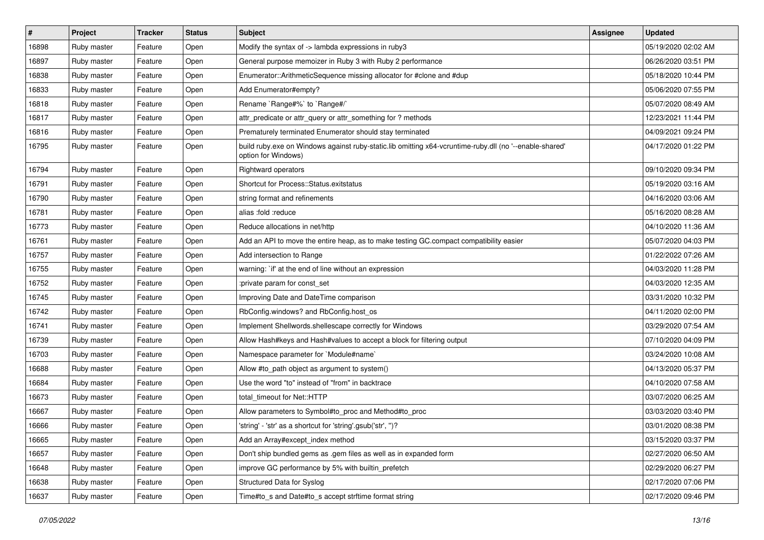| # | Project | Tracker | Status | Subject | Assignee | Updated |
|---|---|---|---|---|---|---|
| 16898 | Ruby master | Feature | Open | Modify the syntax of -> lambda expressions in ruby3 | | 05/19/2020 02:02 AM |
| 16897 | Ruby master | Feature | Open | General purpose memoizer in Ruby 3 with Ruby 2 performance | | 06/26/2020 03:51 PM |
| 16838 | Ruby master | Feature | Open | Enumerator::ArithmeticSequence missing allocator for #clone and #dup | | 05/18/2020 10:44 PM |
| 16833 | Ruby master | Feature | Open | Add Enumerator#empty? | | 05/06/2020 07:55 PM |
| 16818 | Ruby master | Feature | Open | Rename `Range#%` to `Range#/` | | 05/07/2020 08:49 AM |
| 16817 | Ruby master | Feature | Open | attr_predicate or attr_query or attr_something for ? methods | | 12/23/2021 11:44 PM |
| 16816 | Ruby master | Feature | Open | Prematurely terminated Enumerator should stay terminated | | 04/09/2021 09:24 PM |
| 16795 | Ruby master | Feature | Open | build ruby.exe on Windows against ruby-static.lib omitting x64-vcruntime-ruby.dll (no '--enable-shared' option for Windows) | | 04/17/2020 01:22 PM |
| 16794 | Ruby master | Feature | Open | Rightward operators | | 09/10/2020 09:34 PM |
| 16791 | Ruby master | Feature | Open | Shortcut for Process::Status.exitstatus | | 05/19/2020 03:16 AM |
| 16790 | Ruby master | Feature | Open | string format and refinements | | 04/16/2020 03:06 AM |
| 16781 | Ruby master | Feature | Open | alias :fold :reduce | | 05/16/2020 08:28 AM |
| 16773 | Ruby master | Feature | Open | Reduce allocations in net/http | | 04/10/2020 11:36 AM |
| 16761 | Ruby master | Feature | Open | Add an API to move the entire heap, as to make testing GC.compact compatibility easier | | 05/07/2020 04:03 PM |
| 16757 | Ruby master | Feature | Open | Add intersection to Range | | 01/22/2022 07:26 AM |
| 16755 | Ruby master | Feature | Open | warning: `if' at the end of line without an expression | | 04/03/2020 11:28 PM |
| 16752 | Ruby master | Feature | Open | :private param for const_set | | 04/03/2020 12:35 AM |
| 16745 | Ruby master | Feature | Open | Improving Date and DateTime comparison | | 03/31/2020 10:32 PM |
| 16742 | Ruby master | Feature | Open | RbConfig.windows? and RbConfig.host_os | | 04/11/2020 02:00 PM |
| 16741 | Ruby master | Feature | Open | Implement Shellwords.shellescape correctly for Windows | | 03/29/2020 07:54 AM |
| 16739 | Ruby master | Feature | Open | Allow Hash#keys and Hash#values to accept a block for filtering output | | 07/10/2020 04:09 PM |
| 16703 | Ruby master | Feature | Open | Namespace parameter for `Module#name` | | 03/24/2020 10:08 AM |
| 16688 | Ruby master | Feature | Open | Allow #to_path object as argument to system() | | 04/13/2020 05:37 PM |
| 16684 | Ruby master | Feature | Open | Use the word "to" instead of "from" in backtrace | | 04/10/2020 07:58 AM |
| 16673 | Ruby master | Feature | Open | total_timeout for Net::HTTP | | 03/07/2020 06:25 AM |
| 16667 | Ruby master | Feature | Open | Allow parameters to Symbol#to_proc and Method#to_proc | | 03/03/2020 03:40 PM |
| 16666 | Ruby master | Feature | Open | 'string' - 'str' as a shortcut for 'string'.gsub('str', '')? | | 03/01/2020 08:38 PM |
| 16665 | Ruby master | Feature | Open | Add an Array#except_index method | | 03/15/2020 03:37 PM |
| 16657 | Ruby master | Feature | Open | Don't ship bundled gems as .gem files as well as in expanded form | | 02/27/2020 06:50 AM |
| 16648 | Ruby master | Feature | Open | improve GC performance by 5% with builtin_prefetch | | 02/29/2020 06:27 PM |
| 16638 | Ruby master | Feature | Open | Structured Data for Syslog | | 02/17/2020 07:06 PM |
| 16637 | Ruby master | Feature | Open | Time#to_s and Date#to_s accept strftime format string | | 02/17/2020 09:46 PM |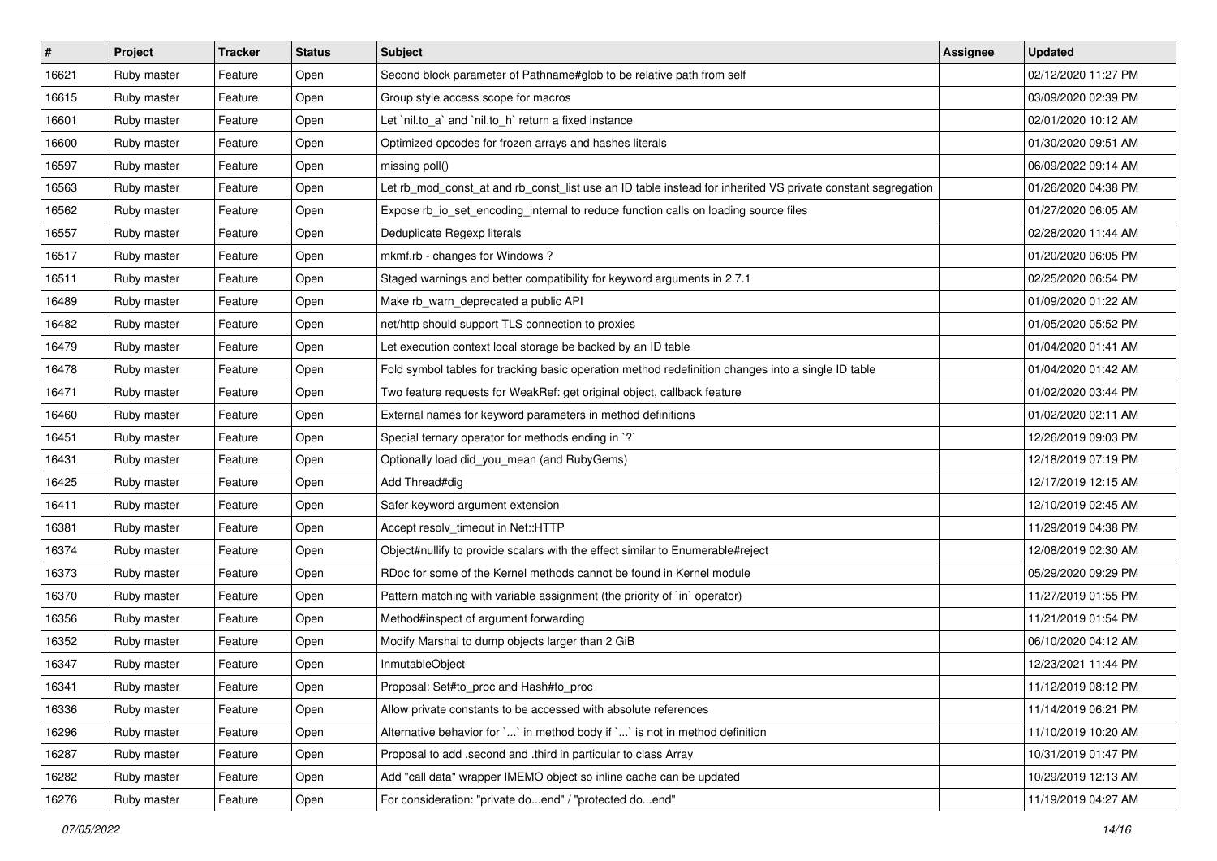| # | Project | Tracker | Status | Subject | Assignee | Updated |
| --- | --- | --- | --- | --- | --- | --- |
| 16621 | Ruby master | Feature | Open | Second block parameter of Pathname#glob to be relative path from self | | 02/12/2020 11:27 PM |
| 16615 | Ruby master | Feature | Open | Group style access scope for macros | | 03/09/2020 02:39 PM |
| 16601 | Ruby master | Feature | Open | Let `nil.to_a` and `nil.to_h` return a fixed instance | | 02/01/2020 10:12 AM |
| 16600 | Ruby master | Feature | Open | Optimized opcodes for frozen arrays and hashes literals | | 01/30/2020 09:51 AM |
| 16597 | Ruby master | Feature | Open | missing poll() | | 06/09/2022 09:14 AM |
| 16563 | Ruby master | Feature | Open | Let rb_mod_const_at and rb_const_list use an ID table instead for inherited VS private constant segregation | | 01/26/2020 04:38 PM |
| 16562 | Ruby master | Feature | Open | Expose rb_io_set_encoding_internal to reduce function calls on loading source files | | 01/27/2020 06:05 AM |
| 16557 | Ruby master | Feature | Open | Deduplicate Regexp literals | | 02/28/2020 11:44 AM |
| 16517 | Ruby master | Feature | Open | mkmf.rb - changes for Windows ? | | 01/20/2020 06:05 PM |
| 16511 | Ruby master | Feature | Open | Staged warnings and better compatibility for keyword arguments in 2.7.1 | | 02/25/2020 06:54 PM |
| 16489 | Ruby master | Feature | Open | Make rb_warn_deprecated a public API | | 01/09/2020 01:22 AM |
| 16482 | Ruby master | Feature | Open | net/http should support TLS connection to proxies | | 01/05/2020 05:52 PM |
| 16479 | Ruby master | Feature | Open | Let execution context local storage be backed by an ID table | | 01/04/2020 01:41 AM |
| 16478 | Ruby master | Feature | Open | Fold symbol tables for tracking basic operation method redefinition changes into a single ID table | | 01/04/2020 01:42 AM |
| 16471 | Ruby master | Feature | Open | Two feature requests for WeakRef: get original object, callback feature | | 01/02/2020 03:44 PM |
| 16460 | Ruby master | Feature | Open | External names for keyword parameters in method definitions | | 01/02/2020 02:11 AM |
| 16451 | Ruby master | Feature | Open | Special ternary operator for methods ending in `?` | | 12/26/2019 09:03 PM |
| 16431 | Ruby master | Feature | Open | Optionally load did_you_mean (and RubyGems) | | 12/18/2019 07:19 PM |
| 16425 | Ruby master | Feature | Open | Add Thread#dig | | 12/17/2019 12:15 AM |
| 16411 | Ruby master | Feature | Open | Safer keyword argument extension | | 12/10/2019 02:45 AM |
| 16381 | Ruby master | Feature | Open | Accept resolv_timeout in Net::HTTP | | 11/29/2019 04:38 PM |
| 16374 | Ruby master | Feature | Open | Object#nullify to provide scalars with the effect similar to Enumerable#reject | | 12/08/2019 02:30 AM |
| 16373 | Ruby master | Feature | Open | RDoc for some of the Kernel methods cannot be found in Kernel module | | 05/29/2020 09:29 PM |
| 16370 | Ruby master | Feature | Open | Pattern matching with variable assignment (the priority of `in` operator) | | 11/27/2019 01:55 PM |
| 16356 | Ruby master | Feature | Open | Method#inspect of argument forwarding | | 11/21/2019 01:54 PM |
| 16352 | Ruby master | Feature | Open | Modify Marshal to dump objects larger than 2 GiB | | 06/10/2020 04:12 AM |
| 16347 | Ruby master | Feature | Open | InmutableObject | | 12/23/2021 11:44 PM |
| 16341 | Ruby master | Feature | Open | Proposal: Set#to_proc and Hash#to_proc | | 11/12/2019 08:12 PM |
| 16336 | Ruby master | Feature | Open | Allow private constants to be accessed with absolute references | | 11/14/2019 06:21 PM |
| 16296 | Ruby master | Feature | Open | Alternative behavior for `...` in method body if `...` is not in method definition | | 11/10/2019 10:20 AM |
| 16287 | Ruby master | Feature | Open | Proposal to add .second and .third in particular to class Array | | 10/31/2019 01:47 PM |
| 16282 | Ruby master | Feature | Open | Add "call data" wrapper IMEMO object so inline cache can be updated | | 10/29/2019 12:13 AM |
| 16276 | Ruby master | Feature | Open | For consideration: "private do...end" / "protected do...end" | | 11/19/2019 04:27 AM |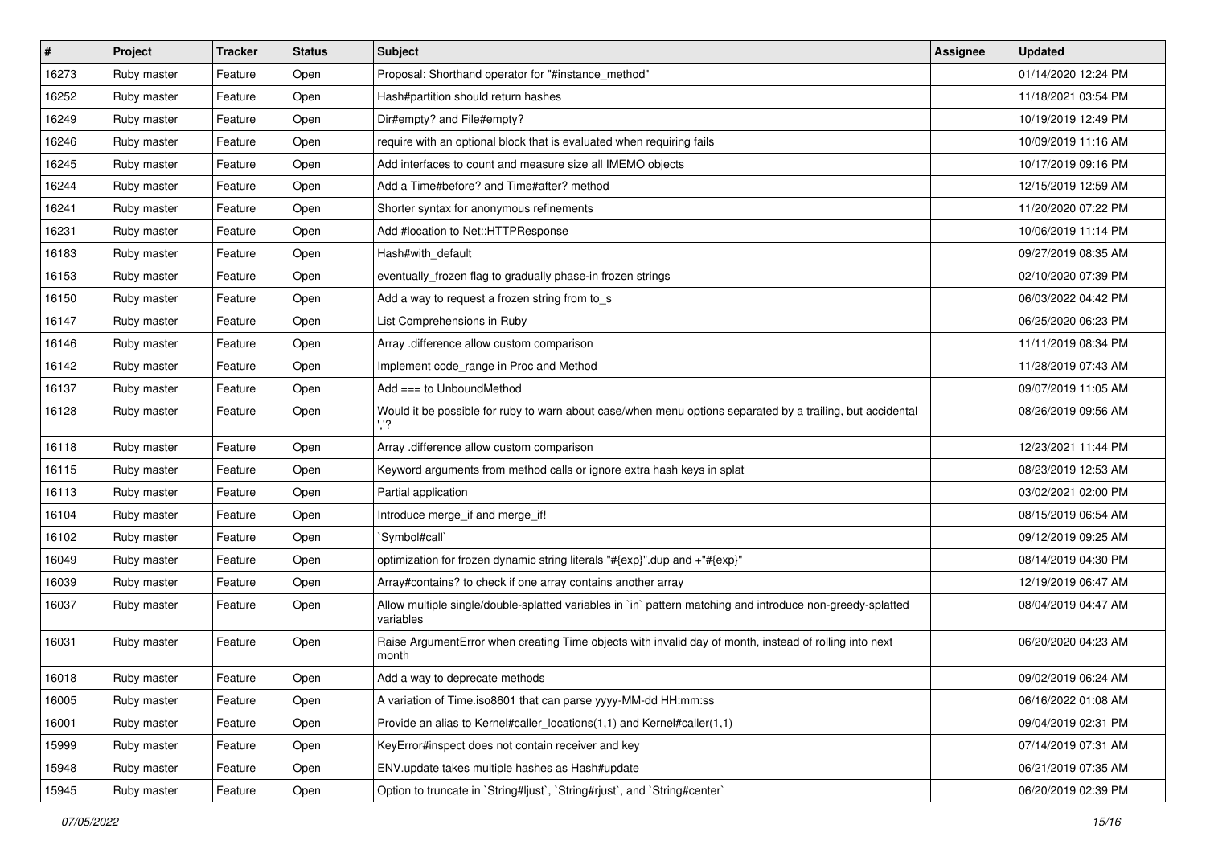| # | Project | Tracker | Status | Subject | Assignee | Updated |
|---|---|---|---|---|---|---|
| 16273 | Ruby master | Feature | Open | Proposal: Shorthand operator for "#instance_method" | | 01/14/2020 12:24 PM |
| 16252 | Ruby master | Feature | Open | Hash#partition should return hashes | | 11/18/2021 03:54 PM |
| 16249 | Ruby master | Feature | Open | Dir#empty? and File#empty? | | 10/19/2019 12:49 PM |
| 16246 | Ruby master | Feature | Open | require with an optional block that is evaluated when requiring fails | | 10/09/2019 11:16 AM |
| 16245 | Ruby master | Feature | Open | Add interfaces to count and measure size all IMEMO objects | | 10/17/2019 09:16 PM |
| 16244 | Ruby master | Feature | Open | Add a Time#before? and Time#after? method | | 12/15/2019 12:59 AM |
| 16241 | Ruby master | Feature | Open | Shorter syntax for anonymous refinements | | 11/20/2020 07:22 PM |
| 16231 | Ruby master | Feature | Open | Add #location to Net::HTTPResponse | | 10/06/2019 11:14 PM |
| 16183 | Ruby master | Feature | Open | Hash#with_default | | 09/27/2019 08:35 AM |
| 16153 | Ruby master | Feature | Open | eventually_frozen flag to gradually phase-in frozen strings | | 02/10/2020 07:39 PM |
| 16150 | Ruby master | Feature | Open | Add a way to request a frozen string from to_s | | 06/03/2022 04:42 PM |
| 16147 | Ruby master | Feature | Open | List Comprehensions in Ruby | | 06/25/2020 06:23 PM |
| 16146 | Ruby master | Feature | Open | Array .difference allow custom comparison | | 11/11/2019 08:34 PM |
| 16142 | Ruby master | Feature | Open | Implement code_range in Proc and Method | | 11/28/2019 07:43 AM |
| 16137 | Ruby master | Feature | Open | Add === to UnboundMethod | | 09/07/2019 11:05 AM |
| 16128 | Ruby master | Feature | Open | Would it be possible for ruby to warn about case/when menu options separated by a trailing, but accidental ','? | | 08/26/2019 09:56 AM |
| 16118 | Ruby master | Feature | Open | Array .difference allow custom comparison | | 12/23/2021 11:44 PM |
| 16115 | Ruby master | Feature | Open | Keyword arguments from method calls or ignore extra hash keys in splat | | 08/23/2019 12:53 AM |
| 16113 | Ruby master | Feature | Open | Partial application | | 03/02/2021 02:00 PM |
| 16104 | Ruby master | Feature | Open | Introduce merge_if and merge_if! | | 08/15/2019 06:54 AM |
| 16102 | Ruby master | Feature | Open | `Symbol#call` | | 09/12/2019 09:25 AM |
| 16049 | Ruby master | Feature | Open | optimization for frozen dynamic string literals "#{exp}".dup and +"#{exp}" | | 08/14/2019 04:30 PM |
| 16039 | Ruby master | Feature | Open | Array#contains? to check if one array contains another array | | 12/19/2019 06:47 AM |
| 16037 | Ruby master | Feature | Open | Allow multiple single/double-splatted variables in `in` pattern matching and introduce non-greedy-splatted variables | | 08/04/2019 04:47 AM |
| 16031 | Ruby master | Feature | Open | Raise ArgumentError when creating Time objects with invalid day of month, instead of rolling into next month | | 06/20/2020 04:23 AM |
| 16018 | Ruby master | Feature | Open | Add a way to deprecate methods | | 09/02/2019 06:24 AM |
| 16005 | Ruby master | Feature | Open | A variation of Time.iso8601 that can parse yyyy-MM-dd HH:mm:ss | | 06/16/2022 01:08 AM |
| 16001 | Ruby master | Feature | Open | Provide an alias to Kernel#caller_locations(1,1) and Kernel#caller(1,1) | | 09/04/2019 02:31 PM |
| 15999 | Ruby master | Feature | Open | KeyError#inspect does not contain receiver and key | | 07/14/2019 07:31 AM |
| 15948 | Ruby master | Feature | Open | ENV.update takes multiple hashes as Hash#update | | 06/21/2019 07:35 AM |
| 15945 | Ruby master | Feature | Open | Option to truncate in `String#ljust`, `String#rjust`, and `String#center` | | 06/20/2019 02:39 PM |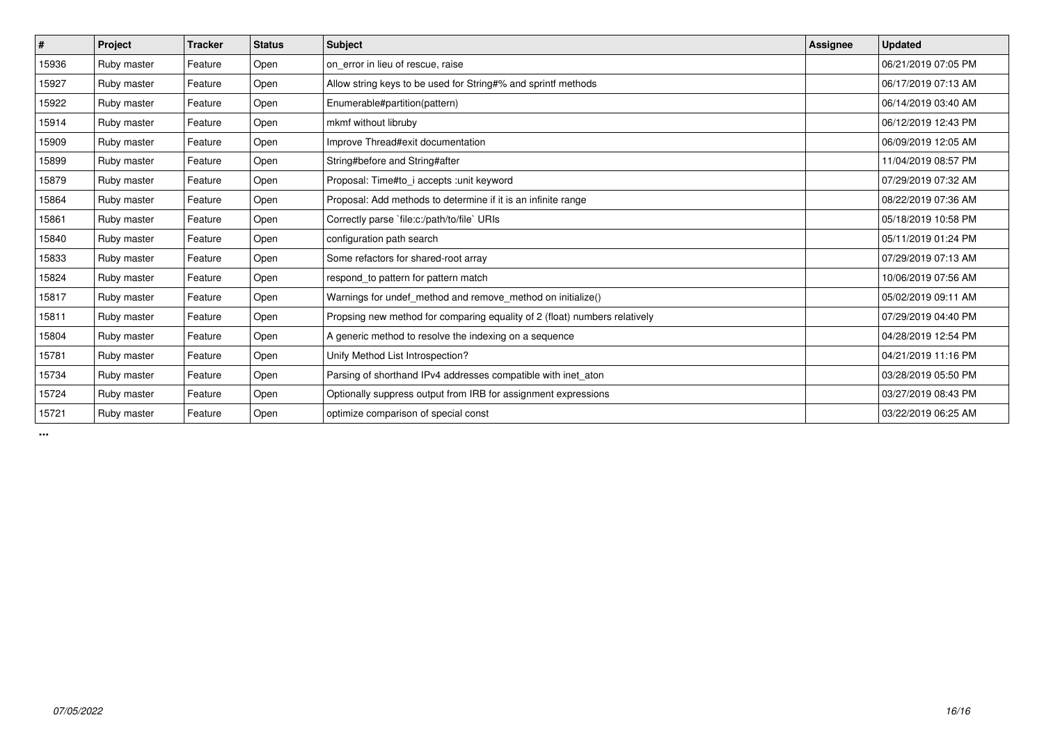| # | Project | Tracker | Status | Subject | Assignee | Updated |
|---|---|---|---|---|---|---|
| 15936 | Ruby master | Feature | Open | on_error in lieu of rescue, raise | | 06/21/2019 07:05 PM |
| 15927 | Ruby master | Feature | Open | Allow string keys to be used for String#% and sprintf methods | | 06/17/2019 07:13 AM |
| 15922 | Ruby master | Feature | Open | Enumerable#partition(pattern) | | 06/14/2019 03:40 AM |
| 15914 | Ruby master | Feature | Open | mkmf without libruby | | 06/12/2019 12:43 PM |
| 15909 | Ruby master | Feature | Open | Improve Thread#exit documentation | | 06/09/2019 12:05 AM |
| 15899 | Ruby master | Feature | Open | String#before and String#after | | 11/04/2019 08:57 PM |
| 15879 | Ruby master | Feature | Open | Proposal: Time#to_i accepts :unit keyword | | 07/29/2019 07:32 AM |
| 15864 | Ruby master | Feature | Open | Proposal: Add methods to determine if it is an infinite range | | 08/22/2019 07:36 AM |
| 15861 | Ruby master | Feature | Open | Correctly parse `file:c:/path/to/file` URIs | | 05/18/2019 10:58 PM |
| 15840 | Ruby master | Feature | Open | configuration path search | | 05/11/2019 01:24 PM |
| 15833 | Ruby master | Feature | Open | Some refactors for shared-root array | | 07/29/2019 07:13 AM |
| 15824 | Ruby master | Feature | Open | respond_to pattern for pattern match | | 10/06/2019 07:56 AM |
| 15817 | Ruby master | Feature | Open | Warnings for undef_method and remove_method on initialize() | | 05/02/2019 09:11 AM |
| 15811 | Ruby master | Feature | Open | Propsing new method for comparing equality of 2 (float) numbers relatively | | 07/29/2019 04:40 PM |
| 15804 | Ruby master | Feature | Open | A generic method to resolve the indexing on a sequence | | 04/28/2019 12:54 PM |
| 15781 | Ruby master | Feature | Open | Unify Method List Introspection? | | 04/21/2019 11:16 PM |
| 15734 | Ruby master | Feature | Open | Parsing of shorthand IPv4 addresses compatible with inet_aton | | 03/28/2019 05:50 PM |
| 15724 | Ruby master | Feature | Open | Optionally suppress output from IRB for assignment expressions | | 03/27/2019 08:43 PM |
| 15721 | Ruby master | Feature | Open | optimize comparison of special const | | 03/22/2019 06:25 AM |

...